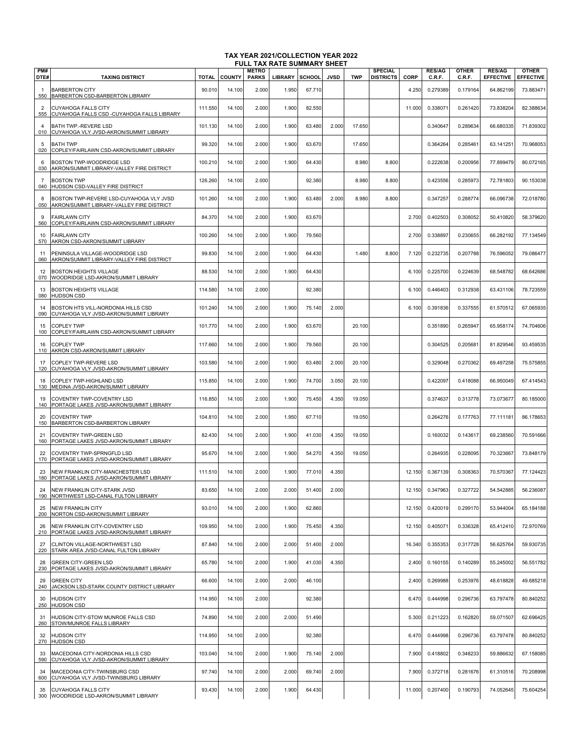# TAX YEAR 2021/COLLECTION YEAR 2022
## FULL TAX RATE SUMMARY SHEET

| PM# DTE# | TAXING DISTRICT | TOTAL | COUNTY | METRO PARKS | LIBRARY | SCHOOL | JVSD | TWP | SPECIAL DISTRICTS | CORP | RES/AG C.R.F. | OTHER C.R.F. | RES/AG EFFECTIVE | OTHER EFFECTIVE |
|---|---|---|---|---|---|---|---|---|---|---|---|---|---|---|
| 1 550 | BARBERTON CITY BARBERTON CSD-BARBERTON LIBRARY | 90.010 | 14.100 | 2.000 | 1.950 | 67.710 | | | | 4.250 | 0.279389 | 0.179164 | 64.862199 | 73.883471 |
| 2 555 | CUYAHOGA FALLS CITY CUYAHOGA FALLS CSD -CUYAHOGA FALLS LIBRARY | 111.550 | 14.100 | 2.000 | 1.900 | 82.550 | | | | 11.000 | 0.338071 | 0.261420 | 73.838204 | 82.388634 |
| 4 010 | BATH TWP.-REVERE LSD CUYAHOGA VLY JVSD-AKRON/SUMMIT LIBRARY | 101.130 | 14.100 | 2.000 | 1.900 | 63.480 | 2.000 | 17.650 | | | 0.340647 | 0.289634 | 66.680335 | 71.839302 |
| 5 020 | BATH TWP COPLEY/FAIRLAWN CSD-AKRON/SUMMIT LIBRARY | 99.320 | 14.100 | 2.000 | 1.900 | 63.670 | | 17.650 | | | 0.364264 | 0.285461 | 63.141251 | 70.968053 |
| 6 030 | BOSTON TWP-WOODRIDGE LSD AKRON/SUMMIT LIBRARY-VALLEY FIRE DISTRICT | 100.210 | 14.100 | 2.000 | 1.900 | 64.430 | | 8.980 | 8.800 | | 0.222638 | 0.200956 | 77.899479 | 80.072165 |
| 7 040 | BOSTON TWP HUDSON CSD-VALLEY FIRE DISTRICT | 126.260 | 14.100 | 2.000 | | 92.380 | | 8.980 | 8.800 | | 0.423556 | 0.285973 | 72.781803 | 90.153038 |
| 8 050 | BOSTON TWP-REVERE LSD-CUYAHOGA VLY JVSD AKRON/SUMMIT LIBRARY-VALLEY FIRE DISTRICT | 101.260 | 14.100 | 2.000 | 1.900 | 63.480 | 2.000 | 8.980 | 8.800 | | 0.347257 | 0.288774 | 66.096738 | 72.018780 |
| 9 560 | FAIRLAWN CITY COPLEY/FAIRLAWN CSD-AKRON/SUMMIT LIBRARY | 84.370 | 14.100 | 2.000 | 1.900 | 63.670 | | | | 2.700 | 0.402503 | 0.308052 | 50.410820 | 58.379620 |
| 10 570 | FAIRLAWN CITY AKRON CSD-AKRON/SUMMIT LIBRARY | 100.260 | 14.100 | 2.000 | 1.900 | 79.560 | | | | 2.700 | 0.338897 | 0.230655 | 66.282192 | 77.134549 |
| 11 060 | PENINSULA VILLAGE-WOODRIDGE LSD AKRON/SUMMIT LIBRARY-VALLEY FIRE DISTRICT | 99.830 | 14.100 | 2.000 | 1.900 | 64.430 | | 1.480 | 8.800 | 7.120 | 0.232735 | 0.207788 | 76.596052 | 79.086477 |
| 12 070 | BOSTON HEIGHTS VILLAGE WOODRIDGE LSD-AKRON/SUMMIT LIBRARY | 88.530 | 14.100 | 2.000 | 1.900 | 64.430 | | | | 6.100 | 0.225700 | 0.224639 | 68.548782 | 68.642686 |
| 13 080 | BOSTON HEIGHTS VILLAGE HUDSON CSD | 114.580 | 14.100 | 2.000 | | 92.380 | | | | 6.100 | 0.446403 | 0.312938 | 63.431106 | 78.723559 |
| 14 090 | BOSTON HTS VILL-NORDONIA HILLS CSD CUYAHOGA VLY JVSD-AKRON/SUMMIT LIBRARY | 101.240 | 14.100 | 2.000 | 1.900 | 75.140 | 2.000 | | | 6.100 | 0.391836 | 0.337555 | 61.570512 | 67.065935 |
| 15 100 | COPLEY TWP COPLEY/FAIRLAWN CSD-AKRON/SUMMIT LIBRARY | 101.770 | 14.100 | 2.000 | 1.900 | 63.670 | | 20.100 | | | 0.351890 | 0.265947 | 65.958174 | 74.704606 |
| 16 110 | COPLEY TWP AKRON CSD-AKRON/SUMMIT LIBRARY | 117.660 | 14.100 | 2.000 | 1.900 | 79.560 | | 20.100 | | | 0.304525 | 0.205681 | 81.829546 | 93.459535 |
| 17 120 | COPLEY TWP-REVERE LSD CUYAHOGA VLY JVSD-AKRON/SUMMIT LIBRARY | 103.580 | 14.100 | 2.000 | 1.900 | 63.480 | 2.000 | 20.100 | | | 0.329048 | 0.270362 | 69.497258 | 75.575855 |
| 18 130 | COPLEY TWP-HIGHLAND LSD MEDINA JVSD-AKRON/SUMMIT LIBRARY | 115.850 | 14.100 | 2.000 | 1.900 | 74.700 | 3.050 | 20.100 | | | 0.422097 | 0.418088 | 66.950049 | 67.414543 |
| 19 140 | COVENTRY TWP-COVENTRY LSD PORTAGE LAKES JVSD-AKRON/SUMMIT LIBRARY | 116.850 | 14.100 | 2.000 | 1.900 | 75.450 | 4.350 | 19.050 | | | 0.374637 | 0.313778 | 73.073677 | 80.185000 |
| 20 150 | COVENTRY TWP BARBERTON CSD-BARBERTON LIBRARY | 104.810 | 14.100 | 2.000 | 1.950 | 67.710 | | 19.050 | | | 0.264276 | 0.177763 | 77.111181 | 86.178653 |
| 21 160 | COVENTRY TWP-GREEN LSD PORTAGE LAKES JVSD-AKRON/SUMMIT LIBRARY | 82.430 | 14.100 | 2.000 | 1.900 | 41.030 | 4.350 | 19.050 | | | 0.160032 | 0.143617 | 69.238560 | 70.591666 |
| 22 170 | COVENTRY TWP-SPRNGFLD LSD PORTAGE LAKES JVSD-AKRON/SUMMIT LIBRARY | 95.670 | 14.100 | 2.000 | 1.900 | 54.270 | 4.350 | 19.050 | | | 0.264935 | 0.228095 | 70.323667 | 73.848179 |
| 23 180 | NEW FRANKLIN CITY-MANCHESTER LSD PORTAGE LAKES JVSD-AKRON/SUMMIT LIBRARY | 111.510 | 14.100 | 2.000 | 1.900 | 77.010 | 4.350 | | | 12.150 | 0.367139 | 0.308363 | 70.570367 | 77.124423 |
| 24 190 | NEW FRANKLIN CITY-STARK JVSD NORTHWEST LSD-CANAL FULTON LIBRARY | 83.650 | 14.100 | 2.000 | 2.000 | 51.400 | 2.000 | | | 12.150 | 0.347963 | 0.327722 | 54.542885 | 56.236087 |
| 25 200 | NEW FRANKLIN CITY NORTON CSD-AKRON/SUMMIT LIBRARY | 93.010 | 14.100 | 2.000 | 1.900 | 62.860 | | | | 12.150 | 0.420019 | 0.299170 | 53.944004 | 65.184188 |
| 26 210 | NEW FRANKLIN CITY-COVENTRY LSD PORTAGE LAKES JVSD-AKRON/SUMMIT LIBRARY | 109.950 | 14.100 | 2.000 | 1.900 | 75.450 | 4.350 | | | 12.150 | 0.405071 | 0.336328 | 65.412410 | 72.970769 |
| 27 220 | CLINTON VILLAGE-NORTHWEST LSD STARK AREA JVSD-CANAL FULTON LIBRARY | 87.840 | 14.100 | 2.000 | 2.000 | 51.400 | 2.000 | | | 16.340 | 0.355353 | 0.317728 | 56.625764 | 59.930735 |
| 28 230 | GREEN CITY-GREEN LSD PORTAGE LAKES JVSD-AKRON/SUMMIT LIBRARY | 65.780 | 14.100 | 2.000 | 1.900 | 41.030 | 4.350 | | | 2.400 | 0.160155 | 0.140289 | 55.245002 | 56.551782 |
| 29 240 | GREEN CITY JACKSON LSD-STARK COUNTY DISTRICT LIBRARY | 66.600 | 14.100 | 2.000 | 2.000 | 46.100 | | | | 2.400 | 0.269988 | 0.253976 | 48.618828 | 49.685218 |
| 30 250 | HUDSON CITY HUDSON CSD | 114.950 | 14.100 | 2.000 | | 92.380 | | | | 6.470 | 0.444998 | 0.296736 | 63.797478 | 80.840252 |
| 31 260 | HUDSON CITY-STOW MUNROE FALLS CSD STOW/MUNROE FALLS LIBRARY | 74.890 | 14.100 | 2.000 | 2.000 | 51.490 | | | | 5.300 | 0.211223 | 0.162820 | 59.071507 | 62.696425 |
| 32 270 | HUDSON CITY HUDSON CSD | 114.950 | 14.100 | 2.000 | | 92.380 | | | | 6.470 | 0.444998 | 0.296736 | 63.797478 | 80.840252 |
| 33 590 | MACEDONIA CITY-NORDONIA HILLS CSD CUYAHOGA VLY JVSD-AKRON/SUMMIT LIBRARY | 103.040 | 14.100 | 2.000 | 1.900 | 75.140 | 2.000 | | | 7.900 | 0.418802 | 0.348233 | 59.886632 | 67.158085 |
| 34 600 | MACEDONIA CITY-TWINSBURG CSD CUYAHOGA VLY JVSD-TWINSBURG LIBRARY | 97.740 | 14.100 | 2.000 | 2.000 | 69.740 | 2.000 | | | 7.900 | 0.372718 | 0.281676 | 61.310516 | 70.208998 |
| 35 300 | CUYAHOGA FALLS CITY WOODRIDGE LSD-AKRON/SUMMIT LIBRARY | 93.430 | 14.100 | 2.000 | 1.900 | 64.430 | | | | 11.000 | 0.207400 | 0.190793 | 74.052645 | 75.604254 |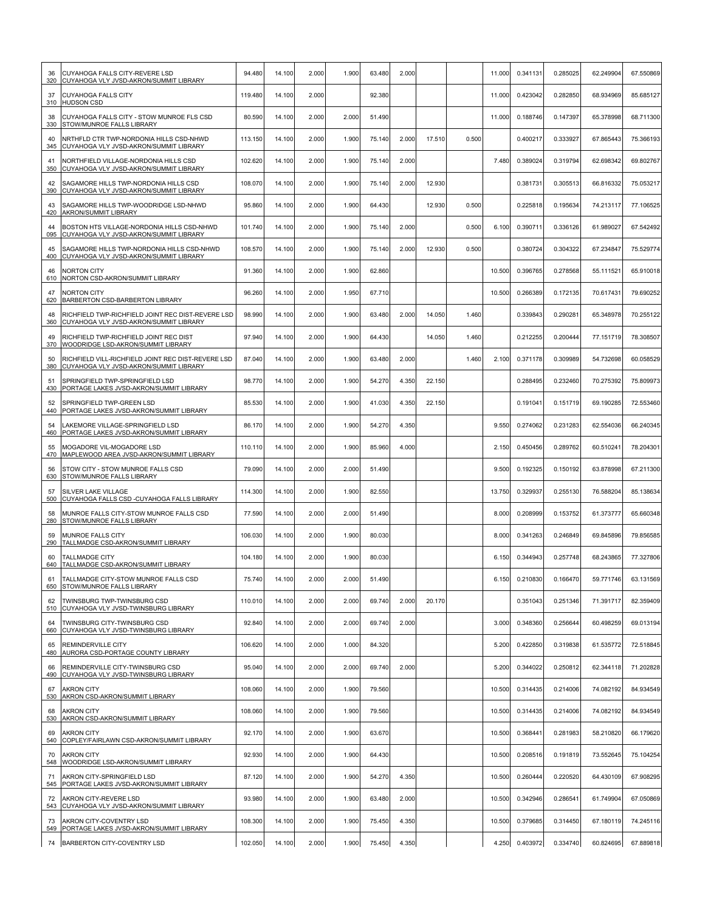| | | | | | | | | | | | | | | |
|---|---|---|---|---|---|---|---|---|---|---|---|---|---|---|
| 36<br>320 | CUYAHOGA FALLS CITY-REVERE LSD<br>CUYAHOGA VLY JVSD-AKRON/SUMMIT LIBRARY | 94.480 | 14.100 | 2.000 | 1.900 | 63.480 | 2.000 | | | 11.000 | 0.341131 | 0.285025 | 62.249904 | 67.550869 |
| 37<br>310 | CUYAHOGA FALLS CITY<br>HUDSON CSD | 119.480 | 14.100 | 2.000 | | 92.380 | | | | 11.000 | 0.423042 | 0.282850 | 68.934969 | 85.685127 |
| 38<br>330 | CUYAHOGA FALLS CITY - STOW MUNROE FLS CSD<br>STOW/MUNROE FALLS LIBRARY | 80.590 | 14.100 | 2.000 | 2.000 | 51.490 | | | | 11.000 | 0.188746 | 0.147397 | 65.378998 | 68.711300 |
| 40<br>345 | NRTHFLD CTR TWP-NORDONIA HILLS CSD-NHWD<br>CUYAHOGA VLY JVSD-AKRON/SUMMIT LIBRARY | 113.150 | 14.100 | 2.000 | 1.900 | 75.140 | 2.000 | 17.510 | 0.500 | | 0.400217 | 0.333927 | 67.865443 | 75.366193 |
| 41<br>350 | NORTHFIELD VILLAGE-NORDONIA HILLS CSD<br>CUYAHOGA VLY JVSD-AKRON/SUMMIT LIBRARY | 102.620 | 14.100 | 2.000 | 1.900 | 75.140 | 2.000 | | | 7.480 | 0.389024 | 0.319794 | 62.698342 | 69.802767 |
| 42<br>390 | SAGAMORE HILLS TWP-NORDONIA HILLS CSD<br>CUYAHOGA VLY JVSD-AKRON/SUMMIT LIBRARY | 108.070 | 14.100 | 2.000 | 1.900 | 75.140 | 2.000 | 12.930 | | | 0.381731 | 0.305513 | 66.816332 | 75.053217 |
| 43<br>420 | SAGAMORE HILLS TWP-WOODRIDGE LSD-NHWD<br>AKRON/SUMMIT LIBRARY | 95.860 | 14.100 | 2.000 | 1.900 | 64.430 | | 12.930 | 0.500 | | 0.225818 | 0.195634 | 74.213117 | 77.106525 |
| 44<br>095 | BOSTON HTS VILLAGE-NORDONIA HILLS CSD-NHWD<br>CUYAHOGA VLY JVSD-AKRON/SUMMIT LIBRARY | 101.740 | 14.100 | 2.000 | 1.900 | 75.140 | 2.000 | | 0.500 | 6.100 | 0.390711 | 0.336126 | 61.989027 | 67.542492 |
| 45<br>400 | SAGAMORE HILLS TWP-NORDONIA HILLS CSD-NHWD<br>CUYAHOGA VLY JVSD-AKRON/SUMMIT LIBRARY | 108.570 | 14.100 | 2.000 | 1.900 | 75.140 | 2.000 | 12.930 | 0.500 | | 0.380724 | 0.304322 | 67.234847 | 75.529774 |
| 46<br>610 | NORTON CITY<br>NORTON CSD-AKRON/SUMMIT LIBRARY | 91.360 | 14.100 | 2.000 | 1.900 | 62.860 | | | | 10.500 | 0.396765 | 0.278568 | 55.111521 | 65.910018 |
| 47<br>620 | NORTON CITY<br>BARBERTON CSD-BARBERTON LIBRARY | 96.260 | 14.100 | 2.000 | 1.950 | 67.710 | | | | 10.500 | 0.266389 | 0.172135 | 70.617431 | 79.690252 |
| 48<br>360 | RICHFIELD TWP-RICHFIELD JOINT REC DIST-REVERE LSD<br>CUYAHOGA VLY JVSD-AKRON/SUMMIT LIBRARY | 98.990 | 14.100 | 2.000 | 1.900 | 63.480 | 2.000 | 14.050 | 1.460 | | 0.339843 | 0.290281 | 65.348978 | 70.255122 |
| 49<br>370 | RICHFIELD TWP-RICHFIELD JOINT REC DIST<br>WOODRIDGE LSD-AKRON/SUMMIT LIBRARY | 97.940 | 14.100 | 2.000 | 1.900 | 64.430 | | 14.050 | 1.460 | | 0.212255 | 0.200444 | 77.151719 | 78.308507 |
| 50<br>380 | RICHFIELD VILL-RICHFIELD JOINT REC DIST-REVERE LSD<br>CUYAHOGA VLY JVSD-AKRON/SUMMIT LIBRARY | 87.040 | 14.100 | 2.000 | 1.900 | 63.480 | 2.000 | | 1.460 | 2.100 | 0.371178 | 0.309989 | 54.732698 | 60.058529 |
| 51<br>430 | SPRINGFIELD TWP-SPRINGFIELD LSD<br>PORTAGE LAKES JVSD-AKRON/SUMMIT LIBRARY | 98.770 | 14.100 | 2.000 | 1.900 | 54.270 | 4.350 | 22.150 | | | 0.288495 | 0.232460 | 70.275392 | 75.809973 |
| 52<br>440 | SPRINGFIELD TWP-GREEN LSD<br>PORTAGE LAKES JVSD-AKRON/SUMMIT LIBRARY | 85.530 | 14.100 | 2.000 | 1.900 | 41.030 | 4.350 | 22.150 | | | 0.191041 | 0.151719 | 69.190285 | 72.553460 |
| 54<br>460 | LAKEMORE VILLAGE-SPRINGFIELD LSD<br>PORTAGE LAKES JVSD-AKRON/SUMMIT LIBRARY | 86.170 | 14.100 | 2.000 | 1.900 | 54.270 | 4.350 | | | 9.550 | 0.274062 | 0.231283 | 62.554036 | 66.240345 |
| 55<br>470 | MOGADORE VIL-MOGADORE LSD<br>MAPLEWOOD AREA JVSD-AKRON/SUMMIT LIBRARY | 110.110 | 14.100 | 2.000 | 1.900 | 85.960 | 4.000 | | | 2.150 | 0.450456 | 0.289762 | 60.510241 | 78.204301 |
| 56<br>630 | STOW CITY - STOW MUNROE FALLS CSD<br>STOW/MUNROE FALLS LIBRARY | 79.090 | 14.100 | 2.000 | 2.000 | 51.490 | | | | 9.500 | 0.192325 | 0.150192 | 63.878998 | 67.211300 |
| 57<br>500 | SILVER LAKE VILLAGE<br>CUYAHOGA FALLS CSD -CUYAHOGA FALLS LIBRARY | 114.300 | 14.100 | 2.000 | 1.900 | 82.550 | | | | 13.750 | 0.329937 | 0.255130 | 76.588204 | 85.138634 |
| 58<br>280 | MUNROE FALLS CITY-STOW MUNROE FALLS CSD<br>STOW/MUNROE FALLS LIBRARY | 77.590 | 14.100 | 2.000 | 2.000 | 51.490 | | | | 8.000 | 0.208999 | 0.153752 | 61.373777 | 65.660348 |
| 59<br>290 | MUNROE FALLS CITY<br>TALLMADGE CSD-AKRON/SUMMIT LIBRARY | 106.030 | 14.100 | 2.000 | 1.900 | 80.030 | | | | 8.000 | 0.341263 | 0.246849 | 69.845896 | 79.856585 |
| 60<br>640 | TALLMADGE CITY<br>TALLMADGE CSD-AKRON/SUMMIT LIBRARY | 104.180 | 14.100 | 2.000 | 1.900 | 80.030 | | | | 6.150 | 0.344943 | 0.257748 | 68.243865 | 77.327806 |
| 61<br>650 | TALLMADGE CITY-STOW MUNROE FALLS CSD<br>STOW/MUNROE FALLS LIBRARY | 75.740 | 14.100 | 2.000 | 2.000 | 51.490 | | | | 6.150 | 0.210830 | 0.166470 | 59.771746 | 63.131569 |
| 62<br>510 | TWINSBURG TWP-TWINSBURG CSD<br>CUYAHOGA VLY JVSD-TWINSBURG LIBRARY | 110.010 | 14.100 | 2.000 | 2.000 | 69.740 | 2.000 | 20.170 | | | 0.351043 | 0.251346 | 71.391717 | 82.359409 |
| 64<br>660 | TWINSBURG CITY-TWINSBURG CSD<br>CUYAHOGA VLY JVSD-TWINSBURG LIBRARY | 92.840 | 14.100 | 2.000 | 2.000 | 69.740 | 2.000 | | | 3.000 | 0.348360 | 0.256644 | 60.498259 | 69.013194 |
| 65<br>480 | REMINDERVILLE CITY<br>AURORA CSD-PORTAGE COUNTY LIBRARY | 106.620 | 14.100 | 2.000 | 1.000 | 84.320 | | | | 5.200 | 0.422850 | 0.319838 | 61.535772 | 72.518845 |
| 66<br>490 | REMINDERVILLE CITY-TWINSBURG CSD<br>CUYAHOGA VLY JVSD-TWINSBURG LIBRARY | 95.040 | 14.100 | 2.000 | 2.000 | 69.740 | 2.000 | | | 5.200 | 0.344022 | 0.250812 | 62.344118 | 71.202828 |
| 67<br>530 | AKRON CITY<br>AKRON CSD-AKRON/SUMMIT LIBRARY | 108.060 | 14.100 | 2.000 | 1.900 | 79.560 | | | | 10.500 | 0.314435 | 0.214006 | 74.082192 | 84.934549 |
| 68<br>530 | AKRON CITY<br>AKRON CSD-AKRON/SUMMIT LIBRARY | 108.060 | 14.100 | 2.000 | 1.900 | 79.560 | | | | 10.500 | 0.314435 | 0.214006 | 74.082192 | 84.934549 |
| 69<br>540 | AKRON CITY<br>COPLEY/FAIRLAWN CSD-AKRON/SUMMIT LIBRARY | 92.170 | 14.100 | 2.000 | 1.900 | 63.670 | | | | 10.500 | 0.368441 | 0.281983 | 58.210820 | 66.179620 |
| 70<br>548 | AKRON CITY<br>WOODRIDGE LSD-AKRON/SUMMIT LIBRARY | 92.930 | 14.100 | 2.000 | 1.900 | 64.430 | | | | 10.500 | 0.208516 | 0.191819 | 73.552645 | 75.104254 |
| 71<br>545 | AKRON CITY-SPRINGFIELD LSD<br>PORTAGE LAKES JVSD-AKRON/SUMMIT LIBRARY | 87.120 | 14.100 | 2.000 | 1.900 | 54.270 | 4.350 | | | 10.500 | 0.260444 | 0.220520 | 64.430109 | 67.908295 |
| 72<br>543 | AKRON CITY-REVERE LSD<br>CUYAHOGA VLY JVSD-AKRON/SUMMIT LIBRARY | 93.980 | 14.100 | 2.000 | 1.900 | 63.480 | 2.000 | | | 10.500 | 0.342946 | 0.286541 | 61.749904 | 67.050869 |
| 73<br>549 | AKRON CITY-COVENTRY LSD<br>PORTAGE LAKES JVSD-AKRON/SUMMIT LIBRARY | 108.300 | 14.100 | 2.000 | 1.900 | 75.450 | 4.350 | | | 10.500 | 0.379685 | 0.314450 | 67.180119 | 74.245116 |
| 74 | BARBERTON CITY-COVENTRY LSD | 102.050 | 14.100 | 2.000 | 1.900 | 75.450 | 4.350 | | | 4.250 | 0.403972 | 0.334740 | 60.824695 | 67.889818 |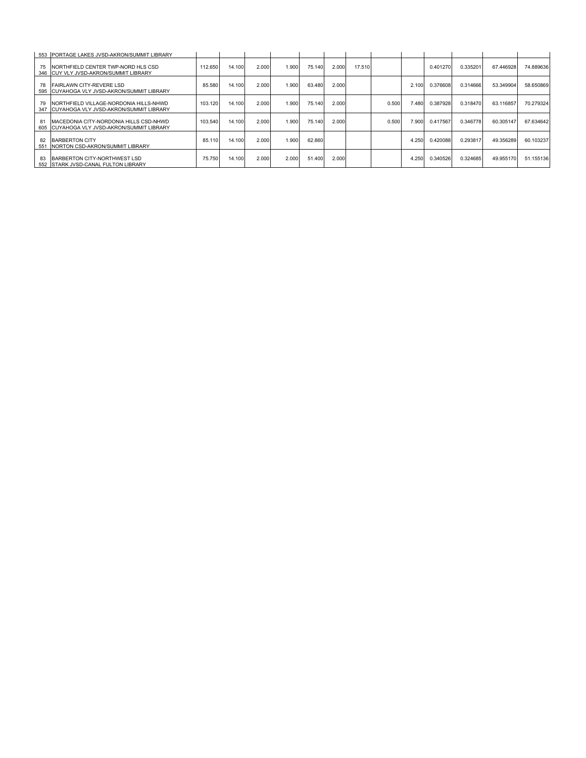| | | | | | | | | | | | | | | |
|---|---|---|---|---|---|---|---|---|---|---|---|---|---|---|
| 553 | PORTAGE LAKES JVSD-AKRON/SUMMIT LIBRARY | | | | | | | | | | | | | |
| 75<br>346 | NORTHFIELD CENTER TWP-NORD HLS CSD<br>CUY VLY JVSD-AKRON/SUMMIT LIBRARY | 112.650 | 14.100 | 2.000 | 1.900 | 75.140 | 2.000 | 17.510 | | | 0.401270 | 0.335201 | 67.446928 | 74.889636 |
| 78<br>595 | FAIRLAWN CITY-REVERE LSD<br>CUYAHOGA VLY JVSD-AKRON/SUMMIT LIBRARY | 85.580 | 14.100 | 2.000 | 1.900 | 63.480 | 2.000 | | | 2.100 | 0.376608 | 0.314666 | 53.349904 | 58.650869 |
| 79<br>347 | NORTHFIELD VILLAGE-NORDONIA HILLS-NHWD<br>CUYAHOGA VLY JVSD-AKRON/SUMMIT LIBRARY | 103.120 | 14.100 | 2.000 | 1.900 | 75.140 | 2.000 | | 0.500 | 7.480 | 0.387928 | 0.318470 | 63.116857 | 70.279324 |
| 81<br>605 | MACEDONIA CITY-NORDONIA HILLS CSD-NHWD<br>CUYAHOGA VLY JVSD-AKRON/SUMMIT LIBRARY | 103.540 | 14.100 | 2.000 | 1.900 | 75.140 | 2.000 | | 0.500 | 7.900 | 0.417567 | 0.346778 | 60.305147 | 67.634642 |
| 82<br>551 | BARBERTON CITY<br>NORTON CSD-AKRON/SUMMIT LIBRARY | 85.110 | 14.100 | 2.000 | 1.900 | 62.860 | | | | 4.250 | 0.420088 | 0.293817 | 49.356289 | 60.103237 |
| 83<br>552 | BARBERTON CITY-NORTHWEST LSD<br>STARK JVSD-CANAL FULTON LIBRARY | 75.750 | 14.100 | 2.000 | 2.000 | 51.400 | 2.000 | | | 4.250 | 0.340526 | 0.324685 | 49.955170 | 51.155136 |